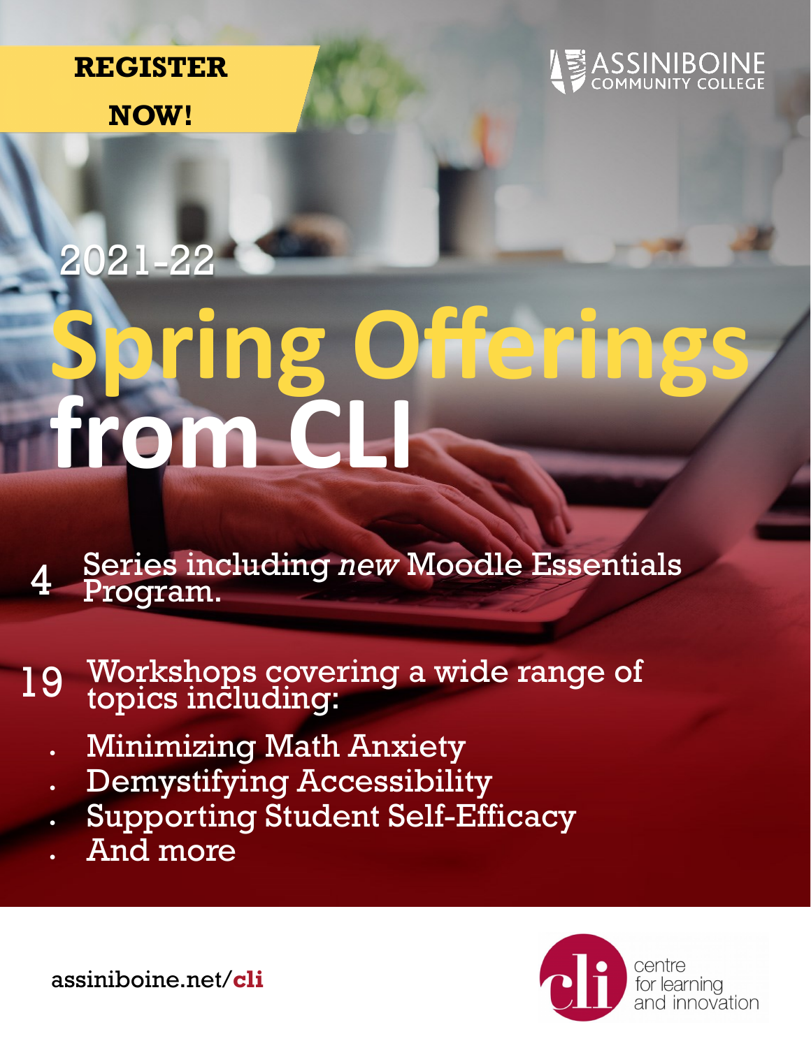**REGISTER NOW!**

ASSINIBOINE COMMUNITY COLLEGE

# 2021-22 Spring Offerings from CLI

4 Series including *new* Moodle Essentials Program.

19 Workshops covering a wide range of topics including:

- Minimizing Math Anxiety
- Demystifying Accessibility
- Supporting Student Self-Efficacy
- And more

assiniboine.net/**cli**

cli centre for learning and innovation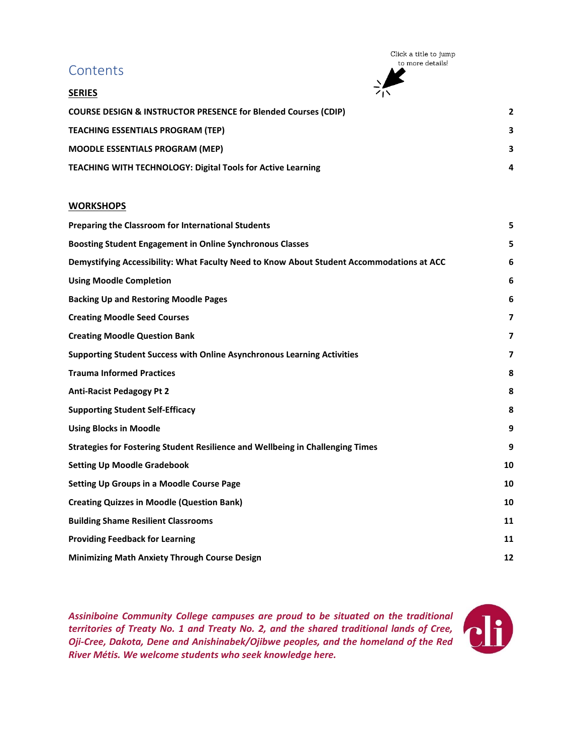# Contents

Click a title to jump to more details!

**SERIES**

| | |
|---|---|
| **COURSE DESIGN & INSTRUCTOR PRESENCE for Blended Courses (CDIP)** | **2** |
| **TEACHING ESSENTIALS PROGRAM (TEP)** | **3** |
| **MOODLE ESSENTIALS PROGRAM (MEP)** | **3** |
| **TEACHING WITH TECHNOLOGY: Digital Tools for Active Learning** | **4** |

**WORKSHOPS**

| | |
|---|---|
| **Preparing the Classroom for International Students** | **5** |
| **Boosting Student Engagement in Online Synchronous Classes** | **5** |
| **Demystifying Accessibility: What Faculty Need to Know About Student Accommodations at ACC** | **6** |
| **Using Moodle Completion** | **6** |
| **Backing Up and Restoring Moodle Pages** | **6** |
| **Creating Moodle Seed Courses** | **7** |
| **Creating Moodle Question Bank** | **7** |
| **Supporting Student Success with Online Asynchronous Learning Activities** | **7** |
| **Trauma Informed Practices** | **8** |
| **Anti-Racist Pedagogy Pt 2** | **8** |
| **Supporting Student Self-Efficacy** | **8** |
| **Using Blocks in Moodle** | **9** |
| **Strategies for Fostering Student Resilience and Wellbeing in Challenging Times** | **9** |
| **Setting Up Moodle Gradebook** | **10** |
| **Setting Up Groups in a Moodle Course Page** | **10** |
| **Creating Quizzes in Moodle (Question Bank)** | **10** |
| **Building Shame Resilient Classrooms** | **11** |
| **Providing Feedback for Learning** | **11** |
| **Minimizing Math Anxiety Through Course Design** | **12** |

***Assiniboine Community College campuses are proud to be situated on the traditional territories of Treaty No. 1 and Treaty No. 2, and the shared traditional lands of Cree, Oji-Cree, Dakota, Dene and Anishinabek/Ojibwe peoples, and the homeland of the Red River Métis. We welcome students who seek knowledge here.***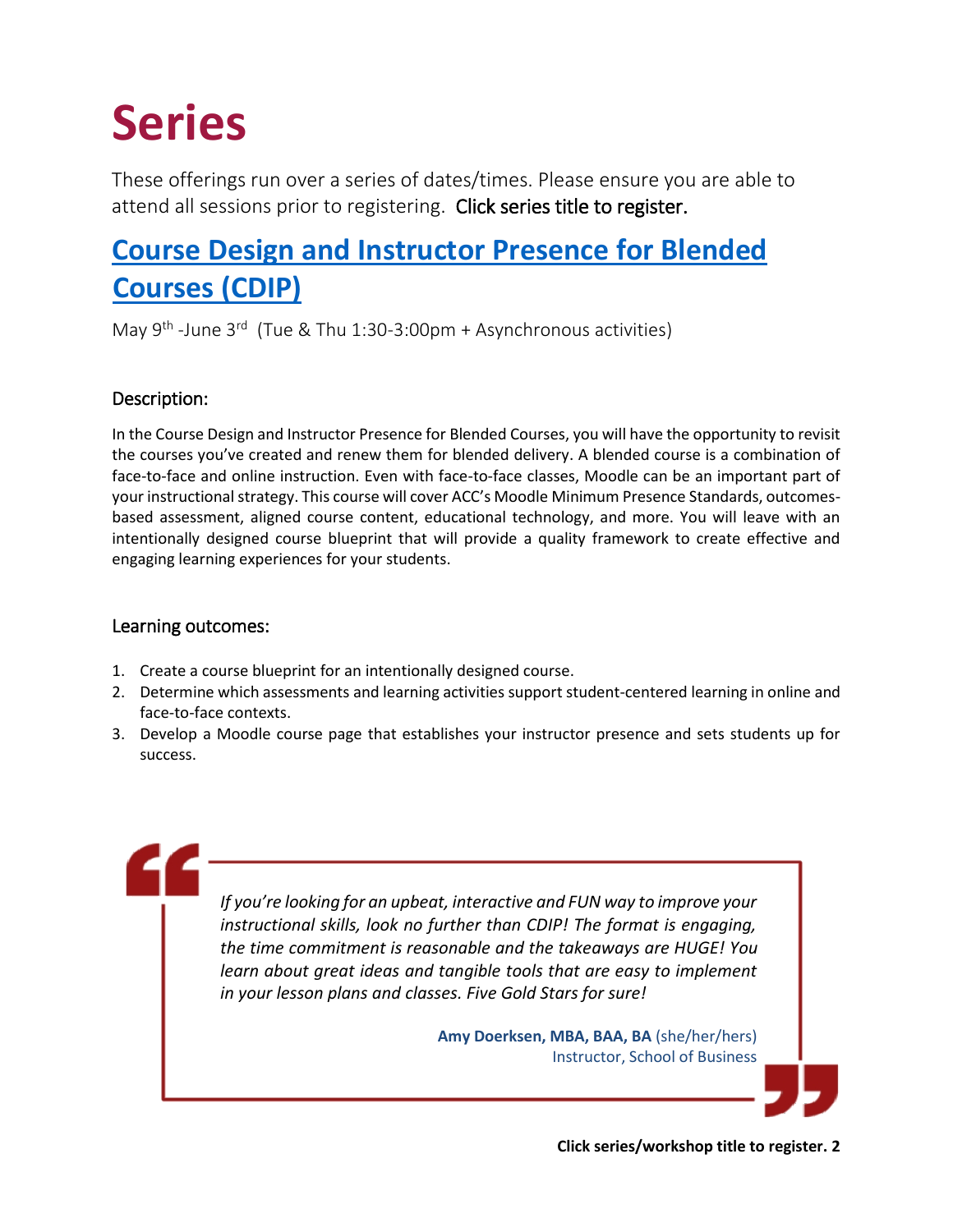# Series

These offerings run over a series of dates/times. Please ensure you are able to attend all sessions prior to registering. Click series title to register.

## Course Design and Instructor Presence for Blended Courses (CDIP)

May 9th -June 3rd (Tue & Thu 1:30-3:00pm + Asynchronous activities)

### Description:

In the Course Design and Instructor Presence for Blended Courses, you will have the opportunity to revisit the courses you've created and renew them for blended delivery. A blended course is a combination of face-to-face and online instruction. Even with face-to-face classes, Moodle can be an important part of your instructional strategy. This course will cover ACC's Moodle Minimum Presence Standards, outcomes-based assessment, aligned course content, educational technology, and more. You will leave with an intentionally designed course blueprint that will provide a quality framework to create effective and engaging learning experiences for your students.

### Learning outcomes:

1. Create a course blueprint for an intentionally designed course.
2. Determine which assessments and learning activities support student-centered learning in online and face-to-face contexts.
3. Develop a Moodle course page that establishes your instructor presence and sets students up for success.

> *If you're looking for an upbeat, interactive and FUN way to improve your instructional skills, look no further than CDIP! The format is engaging, the time commitment is reasonable and the takeaways are HUGE! You learn about great ideas and tangible tools that are easy to implement in your lesson plans and classes. Five Gold Stars for sure!*
>
> **Amy Doerksen, MBA, BAA, BA** (she/her/hers)
> Instructor, School of Business

**Click series/workshop title to register.**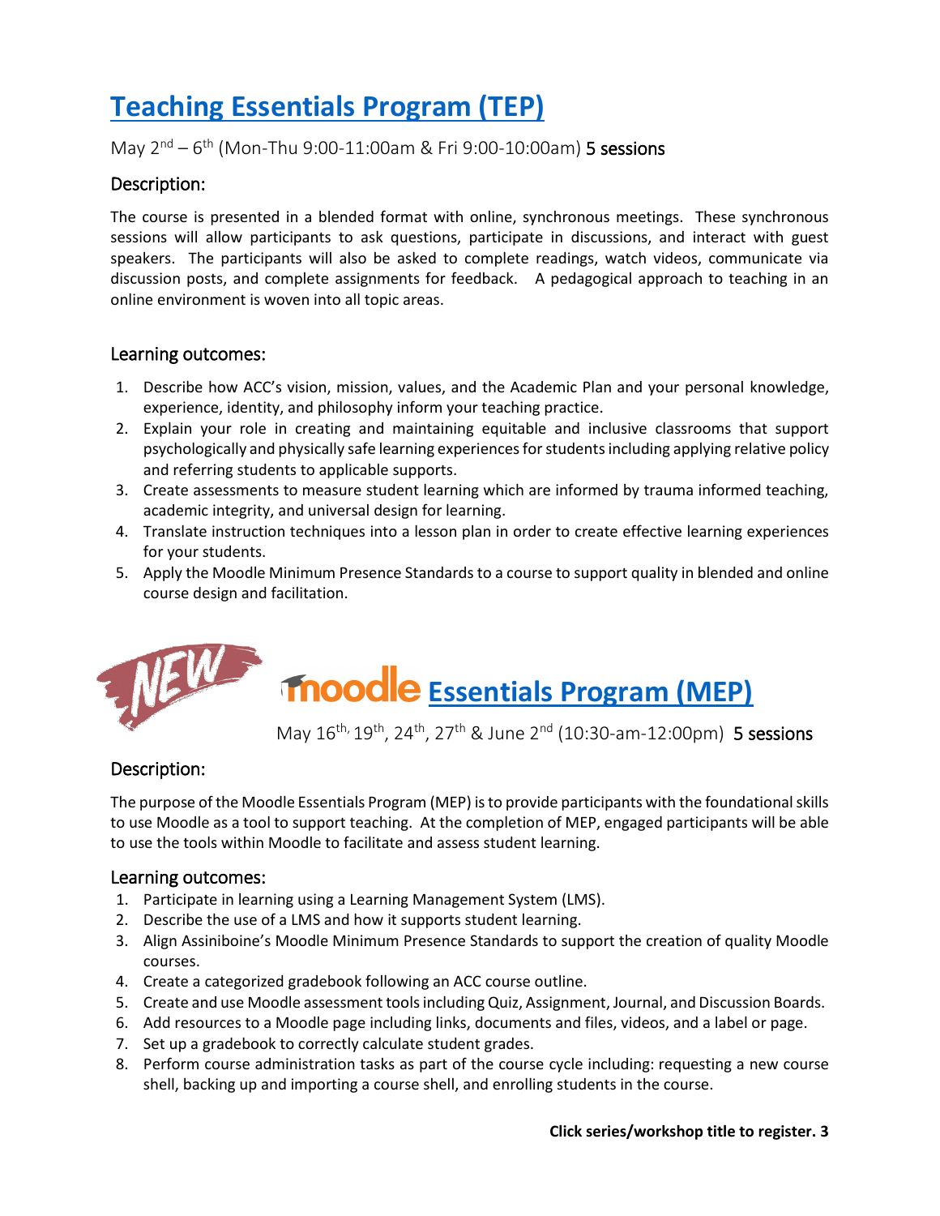# [Teaching Essentials Program (TEP)]

May 2nd – 6th (Mon-Thu 9:00-11:00am & Fri 9:00-10:00am) **5 sessions**

## Description:

The course is presented in a blended format with online, synchronous meetings. These synchronous sessions will allow participants to ask questions, participate in discussions, and interact with guest speakers. The participants will also be asked to complete readings, watch videos, communicate via discussion posts, and complete assignments for feedback. A pedagogical approach to teaching in an online environment is woven into all topic areas.

## Learning outcomes:

1. Describe how ACC's vision, mission, values, and the Academic Plan and your personal knowledge, experience, identity, and philosophy inform your teaching practice.
2. Explain your role in creating and maintaining equitable and inclusive classrooms that support psychologically and physically safe learning experiences for students including applying relative policy and referring students to applicable supports.
3. Create assessments to measure student learning which are informed by trauma informed teaching, academic integrity, and universal design for learning.
4. Translate instruction techniques into a lesson plan in order to create effective learning experiences for your students.
5. Apply the Moodle Minimum Presence Standards to a course to support quality in blended and online course design and facilitation.

# NEW moodle Essentials Program (MEP)

May 16th, 19th, 24th, 27th & June 2nd (10:30-am-12:00pm) **5 sessions**

## Description:

The purpose of the Moodle Essentials Program (MEP) is to provide participants with the foundational skills to use Moodle as a tool to support teaching. At the completion of MEP, engaged participants will be able to use the tools within Moodle to facilitate and assess student learning.

## Learning outcomes:

1. Participate in learning using a Learning Management System (LMS).
2. Describe the use of a LMS and how it supports student learning.
3. Align Assiniboine's Moodle Minimum Presence Standards to support the creation of quality Moodle courses.
4. Create a categorized gradebook following an ACC course outline.
5. Create and use Moodle assessment tools including Quiz, Assignment, Journal, and Discussion Boards.
6. Add resources to a Moodle page including links, documents and files, videos, and a label or page.
7. Set up a gradebook to correctly calculate student grades.
8. Perform course administration tasks as part of the course cycle including: requesting a new course shell, backing up and importing a course shell, and enrolling students in the course.

**Click series/workshop title to register.**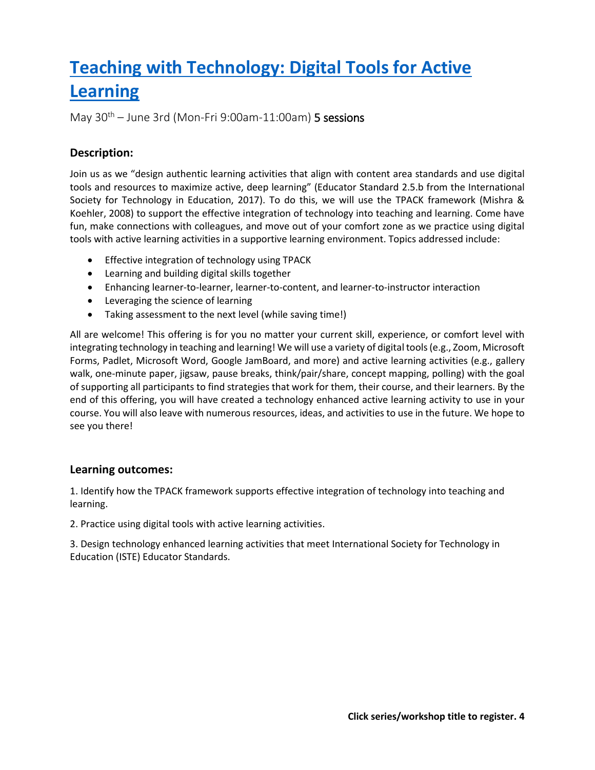# Teaching with Technology: Digital Tools for Active Learning

May 30th – June 3rd (Mon-Fri 9:00am-11:00am) 5 sessions

### Description:

Join us as we "design authentic learning activities that align with content area standards and use digital tools and resources to maximize active, deep learning" (Educator Standard 2.5.b from the International Society for Technology in Education, 2017). To do this, we will use the TPACK framework (Mishra & Koehler, 2008) to support the effective integration of technology into teaching and learning. Come have fun, make connections with colleagues, and move out of your comfort zone as we practice using digital tools with active learning activities in a supportive learning environment. Topics addressed include:

- Effective integration of technology using TPACK
- Learning and building digital skills together
- Enhancing learner-to-learner, learner-to-content, and learner-to-instructor interaction
- Leveraging the science of learning
- Taking assessment to the next level (while saving time!)

All are welcome! This offering is for you no matter your current skill, experience, or comfort level with integrating technology in teaching and learning! We will use a variety of digital tools (e.g., Zoom, Microsoft Forms, Padlet, Microsoft Word, Google JamBoard, and more) and active learning activities (e.g., gallery walk, one-minute paper, jigsaw, pause breaks, think/pair/share, concept mapping, polling) with the goal of supporting all participants to find strategies that work for them, their course, and their learners. By the end of this offering, you will have created a technology enhanced active learning activity to use in your course. You will also leave with numerous resources, ideas, and activities to use in the future. We hope to see you there!

### Learning outcomes:

1. Identify how the TPACK framework supports effective integration of technology into teaching and learning.

2. Practice using digital tools with active learning activities.

3. Design technology enhanced learning activities that meet International Society for Technology in Education (ISTE) Educator Standards.

**Click series/workshop title to register.**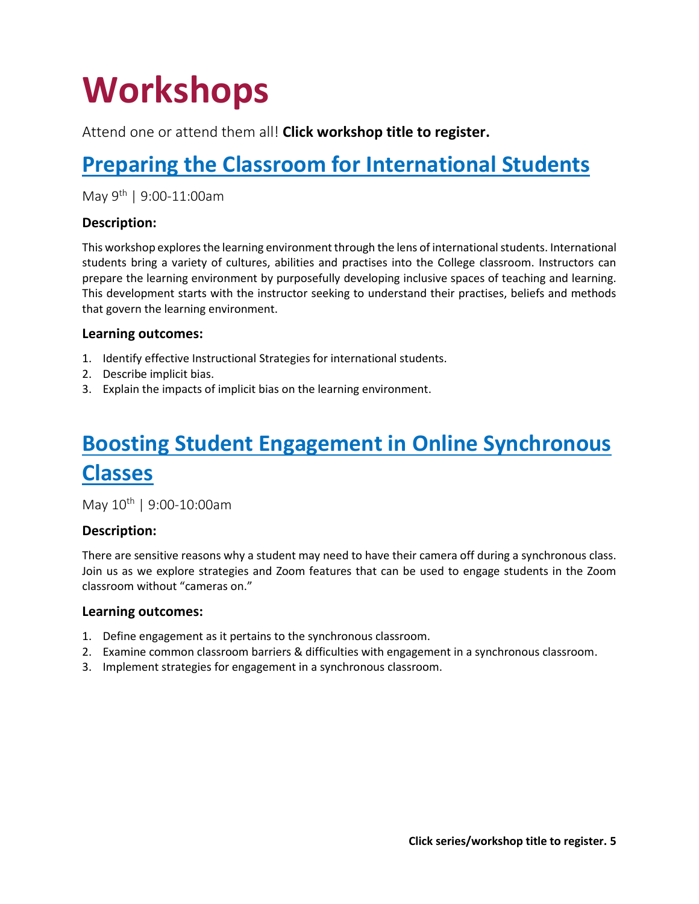# Workshops

Attend one or attend them all! **Click workshop title to register.**

## Preparing the Classroom for International Students

May 9th | 9:00-11:00am

### Description:

This workshop explores the learning environment through the lens of international students. International students bring a variety of cultures, abilities and practises into the College classroom. Instructors can prepare the learning environment by purposefully developing inclusive spaces of teaching and learning. This development starts with the instructor seeking to understand their practises, beliefs and methods that govern the learning environment.

### Learning outcomes:

1. Identify effective Instructional Strategies for international students.
2. Describe implicit bias.
3. Explain the impacts of implicit bias on the learning environment.

## Boosting Student Engagement in Online Synchronous Classes

May 10th | 9:00-10:00am

### Description:

There are sensitive reasons why a student may need to have their camera off during a synchronous class. Join us as we explore strategies and Zoom features that can be used to engage students in the Zoom classroom without "cameras on."

### Learning outcomes:

1. Define engagement as it pertains to the synchronous classroom.
2. Examine common classroom barriers & difficulties with engagement in a synchronous classroom.
3. Implement strategies for engagement in a synchronous classroom.

**Click series/workshop title to register.**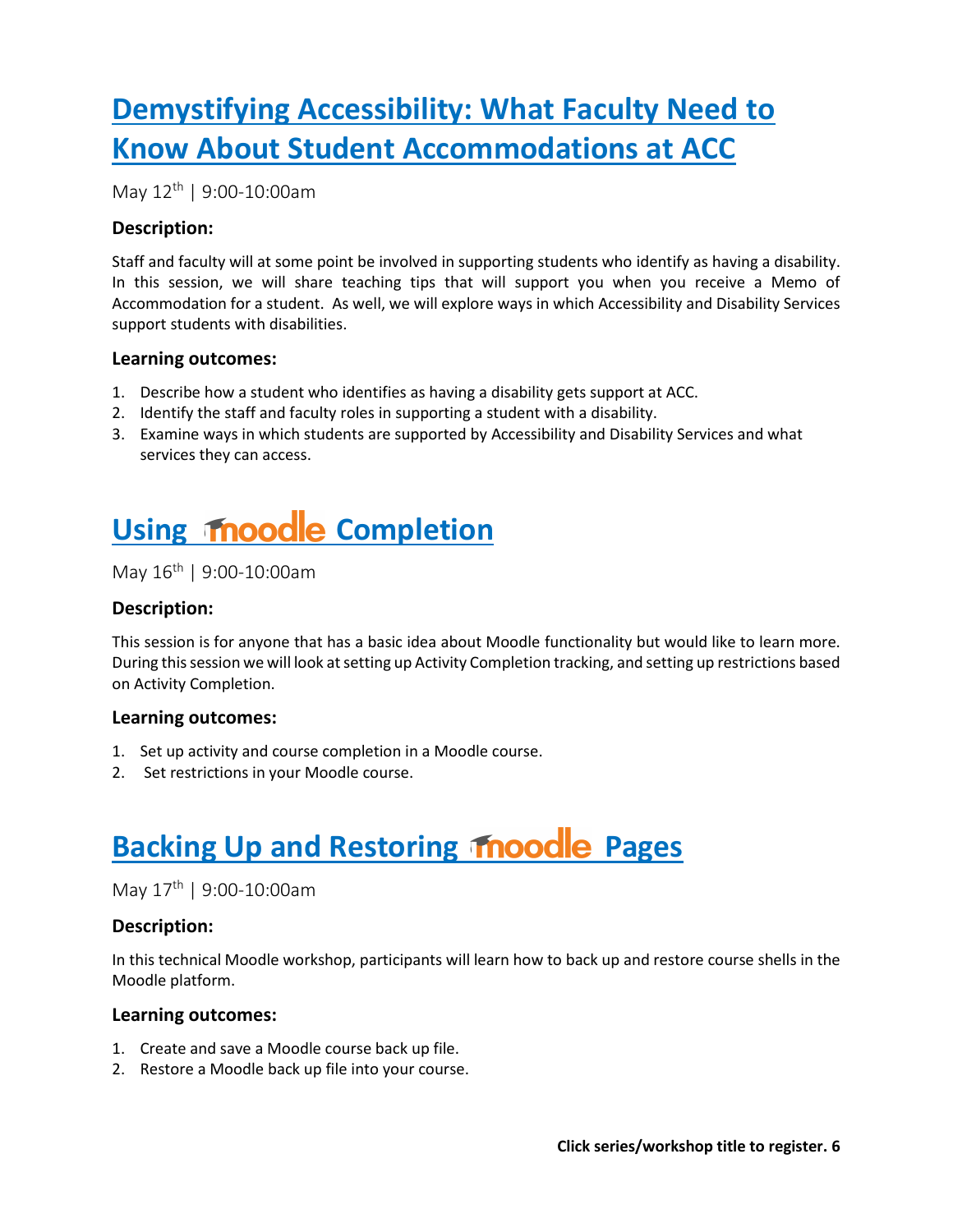## Demystifying Accessibility: What Faculty Need to Know About Student Accommodations at ACC

May 12th | 9:00-10:00am

### Description:

Staff and faculty will at some point be involved in supporting students who identify as having a disability. In this session, we will share teaching tips that will support you when you receive a Memo of Accommodation for a student. As well, we will explore ways in which Accessibility and Disability Services support students with disabilities.

### Learning outcomes:

1. Describe how a student who identifies as having a disability gets support at ACC.
2. Identify the staff and faculty roles in supporting a student with a disability.
3. Examine ways in which students are supported by Accessibility and Disability Services and what services they can access.

## Using moodle Completion

May 16th | 9:00-10:00am

### Description:

This session is for anyone that has a basic idea about Moodle functionality but would like to learn more. During this session we will look at setting up Activity Completion tracking, and setting up restrictions based on Activity Completion.

### Learning outcomes:

1. Set up activity and course completion in a Moodle course.
2. Set restrictions in your Moodle course.

## Backing Up and Restoring moodle Pages

May 17th | 9:00-10:00am

### Description:

In this technical Moodle workshop, participants will learn how to back up and restore course shells in the Moodle platform.

### Learning outcomes:

1. Create and save a Moodle course back up file.
2. Restore a Moodle back up file into your course.

**Click series/workshop title to register.**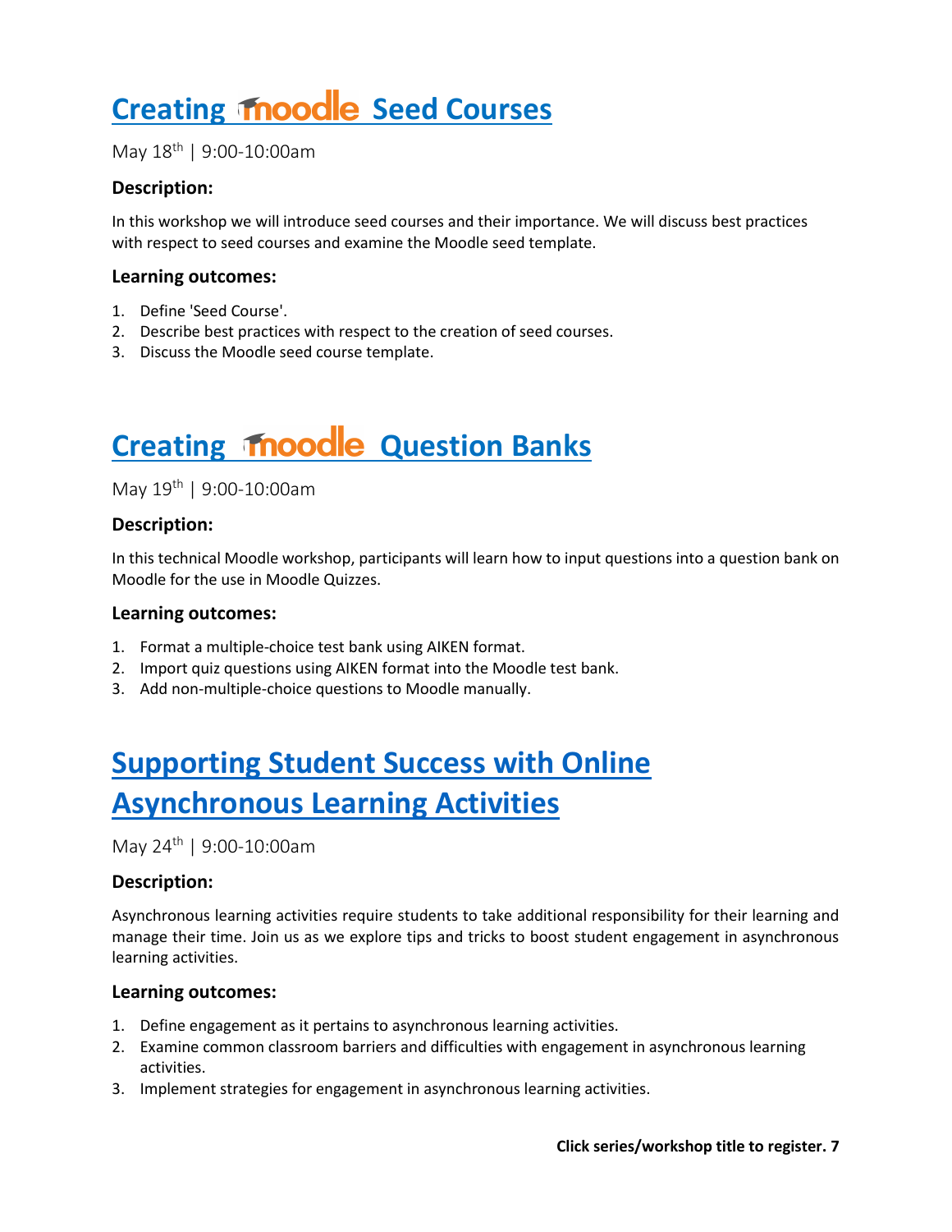# [Creating Moodle Seed Courses]

May 18th | 9:00-10:00am

### Description:

In this workshop we will introduce seed courses and their importance. We will discuss best practices with respect to seed courses and examine the Moodle seed template.

### Learning outcomes:

1. Define 'Seed Course'.
2. Describe best practices with respect to the creation of seed courses.
3. Discuss the Moodle seed course template.

# [Creating Moodle Question Banks]

May 19th | 9:00-10:00am

### Description:

In this technical Moodle workshop, participants will learn how to input questions into a question bank on Moodle for the use in Moodle Quizzes.

### Learning outcomes:

1. Format a multiple-choice test bank using AIKEN format.
2. Import quiz questions using AIKEN format into the Moodle test bank.
3. Add non-multiple-choice questions to Moodle manually.

# [Supporting Student Success with Online Asynchronous Learning Activities]

May 24th | 9:00-10:00am

### Description:

Asynchronous learning activities require students to take additional responsibility for their learning and manage their time. Join us as we explore tips and tricks to boost student engagement in asynchronous learning activities.

### Learning outcomes:

1. Define engagement as it pertains to asynchronous learning activities.
2. Examine common classroom barriers and difficulties with engagement in asynchronous learning activities.
3. Implement strategies for engagement in asynchronous learning activities.

**Click series/workshop title to register.**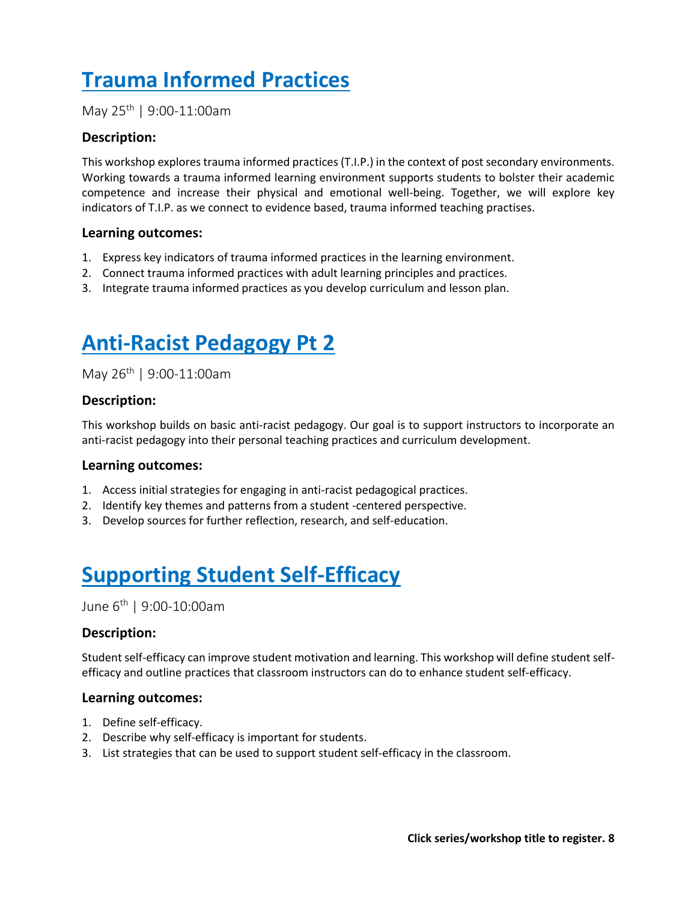# [Trauma Informed Practices]

May 25th | 9:00-11:00am

### Description:

This workshop explores trauma informed practices (T.I.P.) in the context of post secondary environments. Working towards a trauma informed learning environment supports students to bolster their academic competence and increase their physical and emotional well-being. Together, we will explore key indicators of T.I.P. as we connect to evidence based, trauma informed teaching practises.

### Learning outcomes:

1. Express key indicators of trauma informed practices in the learning environment.
2. Connect trauma informed practices with adult learning principles and practices.
3. Integrate trauma informed practices as you develop curriculum and lesson plan.

# [Anti-Racist Pedagogy Pt 2]

May 26th | 9:00-11:00am

### Description:

This workshop builds on basic anti-racist pedagogy. Our goal is to support instructors to incorporate an anti-racist pedagogy into their personal teaching practices and curriculum development.

### Learning outcomes:

1. Access initial strategies for engaging in anti-racist pedagogical practices.
2. Identify key themes and patterns from a student -centered perspective.
3. Develop sources for further reflection, research, and self-education.

# [Supporting Student Self-Efficacy]

June 6th | 9:00-10:00am

### Description:

Student self-efficacy can improve student motivation and learning. This workshop will define student self-efficacy and outline practices that classroom instructors can do to enhance student self-efficacy.

### Learning outcomes:

1. Define self-efficacy.
2. Describe why self-efficacy is important for students.
3. List strategies that can be used to support student self-efficacy in the classroom.

**Click series/workshop title to register.**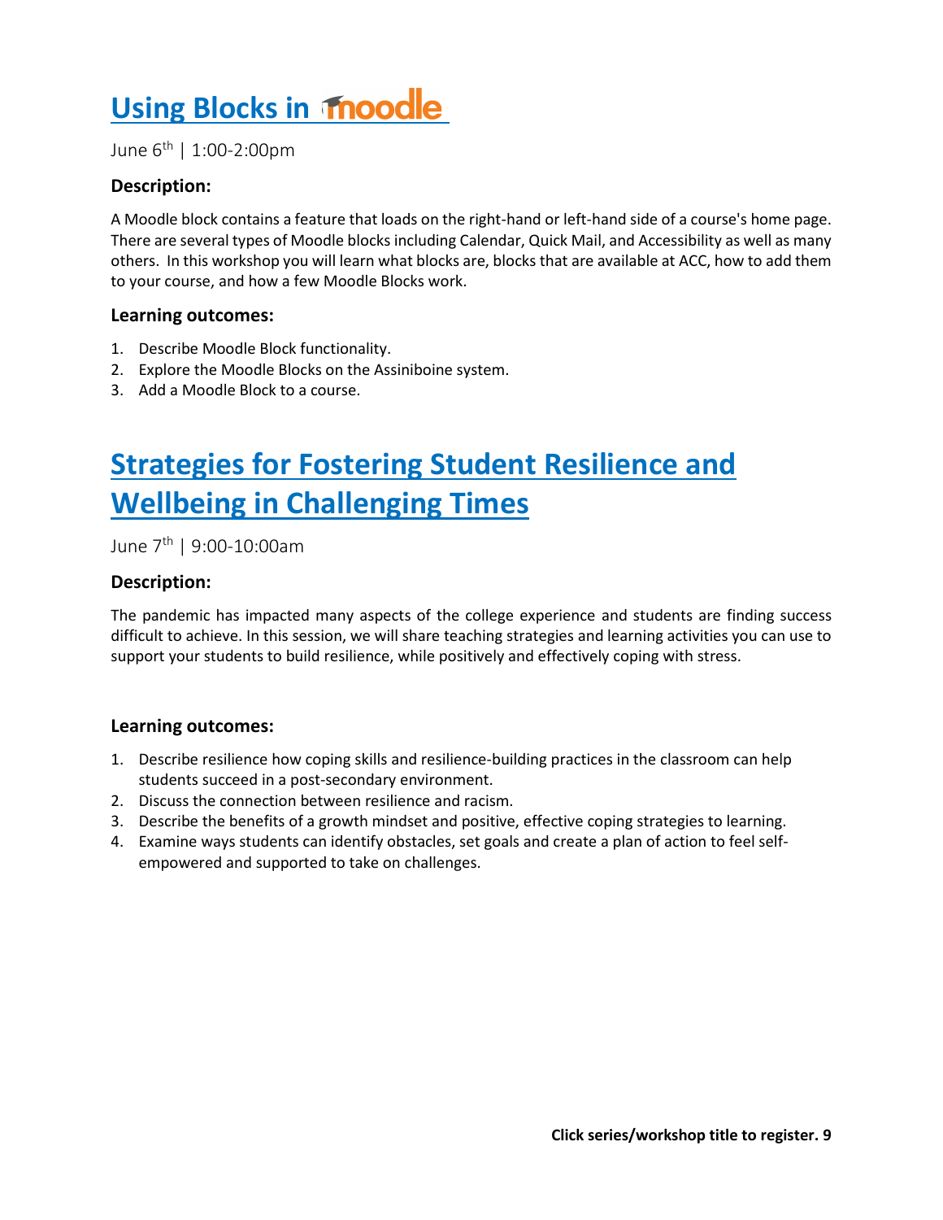# Using Blocks in moodle

June 6th | 1:00-2:00pm

### Description:

A Moodle block contains a feature that loads on the right-hand or left-hand side of a course's home page. There are several types of Moodle blocks including Calendar, Quick Mail, and Accessibility as well as many others. In this workshop you will learn what blocks are, blocks that are available at ACC, how to add them to your course, and how a few Moodle Blocks work.

### Learning outcomes:

1. Describe Moodle Block functionality.
2. Explore the Moodle Blocks on the Assiniboine system.
3. Add a Moodle Block to a course.

# Strategies for Fostering Student Resilience and Wellbeing in Challenging Times

June 7th | 9:00-10:00am

### Description:

The pandemic has impacted many aspects of the college experience and students are finding success difficult to achieve. In this session, we will share teaching strategies and learning activities you can use to support your students to build resilience, while positively and effectively coping with stress.

### Learning outcomes:

1. Describe resilience how coping skills and resilience-building practices in the classroom can help students succeed in a post-secondary environment.
2. Discuss the connection between resilience and racism.
3. Describe the benefits of a growth mindset and positive, effective coping strategies to learning.
4. Examine ways students can identify obstacles, set goals and create a plan of action to feel self-empowered and supported to take on challenges.

**Click series/workshop title to register.**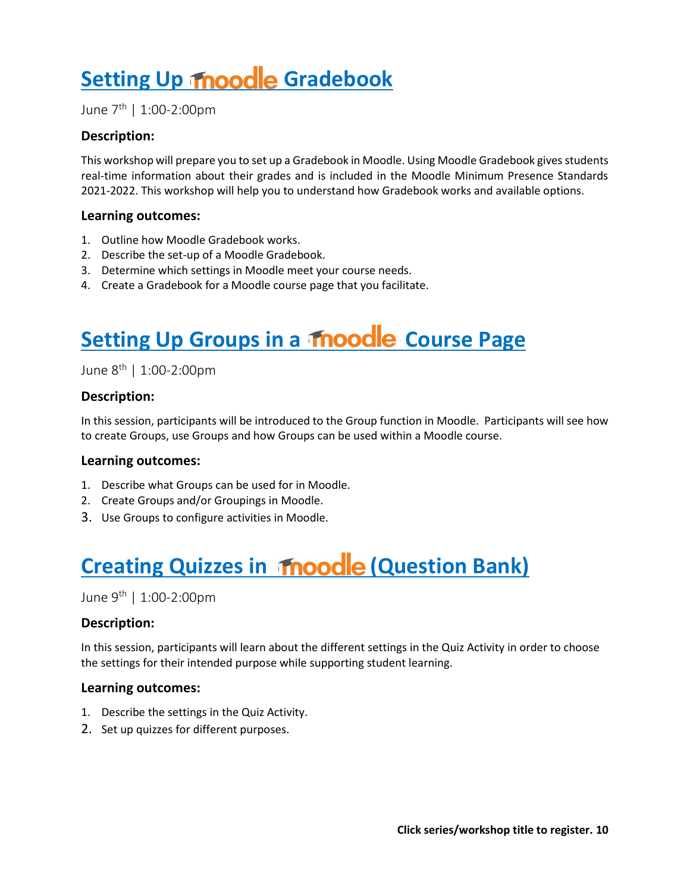# Setting Up Moodle Gradebook

June 7th | 1:00-2:00pm

### Description:

This workshop will prepare you to set up a Gradebook in Moodle. Using Moodle Gradebook gives students real-time information about their grades and is included in the Moodle Minimum Presence Standards 2021-2022. This workshop will help you to understand how Gradebook works and available options.

### Learning outcomes:

1. Outline how Moodle Gradebook works.
2. Describe the set-up of a Moodle Gradebook.
3. Determine which settings in Moodle meet your course needs.
4. Create a Gradebook for a Moodle course page that you facilitate.

# Setting Up Groups in a Moodle Course Page

June 8th | 1:00-2:00pm

### Description:

In this session, participants will be introduced to the Group function in Moodle. Participants will see how to create Groups, use Groups and how Groups can be used within a Moodle course.

### Learning outcomes:

1. Describe what Groups can be used for in Moodle.
2. Create Groups and/or Groupings in Moodle.
3. Use Groups to configure activities in Moodle.

# Creating Quizzes in Moodle (Question Bank)

June 9th | 1:00-2:00pm

### Description:

In this session, participants will learn about the different settings in the Quiz Activity in order to choose the settings for their intended purpose while supporting student learning.

### Learning outcomes:

1. Describe the settings in the Quiz Activity.
2. Set up quizzes for different purposes.

**Click series/workshop title to register.**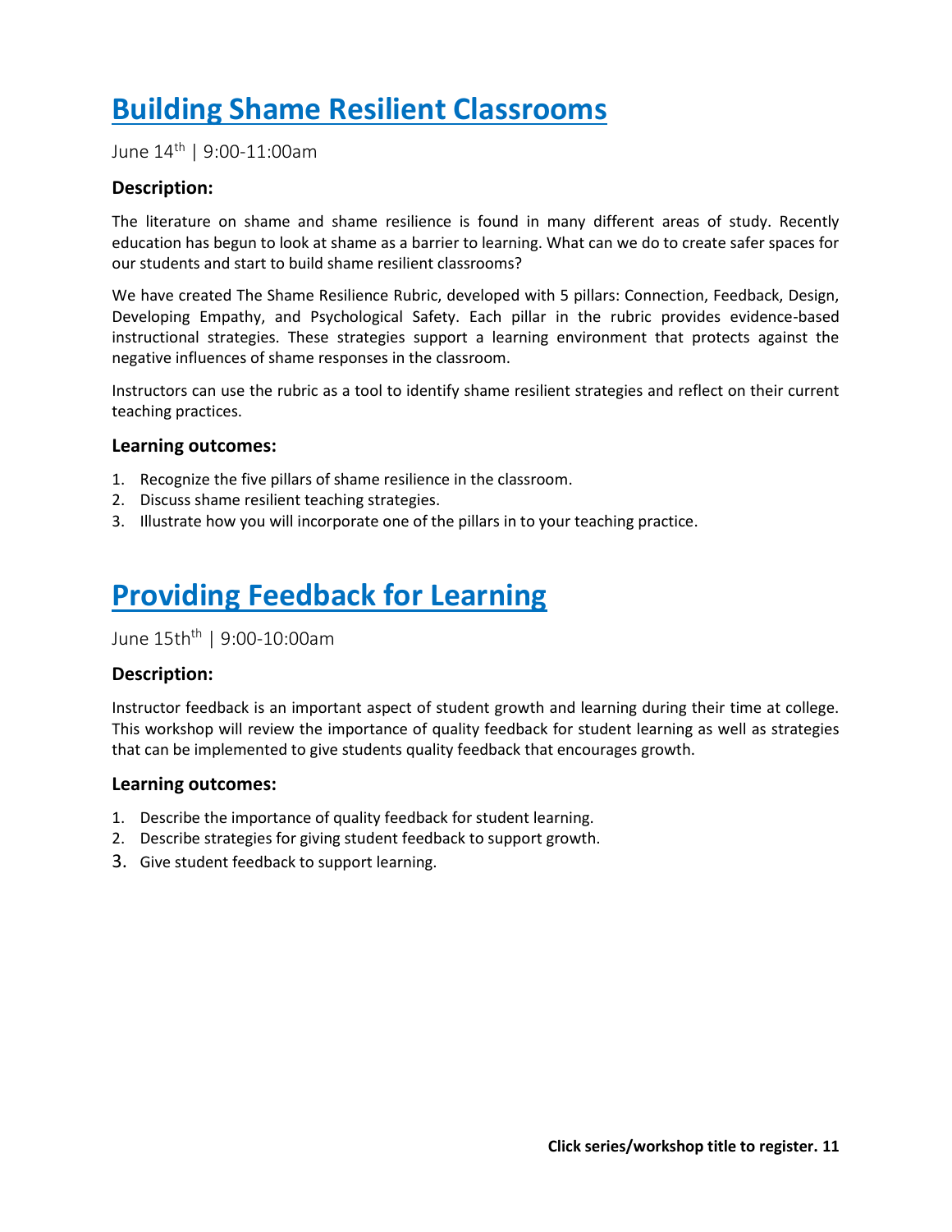# Building Shame Resilient Classrooms

June 14th | 9:00-11:00am

### Description:

The literature on shame and shame resilience is found in many different areas of study. Recently education has begun to look at shame as a barrier to learning. What can we do to create safer spaces for our students and start to build shame resilient classrooms?

We have created The Shame Resilience Rubric, developed with 5 pillars: Connection, Feedback, Design, Developing Empathy, and Psychological Safety. Each pillar in the rubric provides evidence-based instructional strategies. These strategies support a learning environment that protects against the negative influences of shame responses in the classroom.

Instructors can use the rubric as a tool to identify shame resilient strategies and reflect on their current teaching practices.

### Learning outcomes:

1. Recognize the five pillars of shame resilience in the classroom.
2. Discuss shame resilient teaching strategies.
3. Illustrate how you will incorporate one of the pillars in to your teaching practice.

# Providing Feedback for Learning

June 15thth | 9:00-10:00am

### Description:

Instructor feedback is an important aspect of student growth and learning during their time at college. This workshop will review the importance of quality feedback for student learning as well as strategies that can be implemented to give students quality feedback that encourages growth.

### Learning outcomes:

1. Describe the importance of quality feedback for student learning.
2. Describe strategies for giving student feedback to support growth.
3. Give student feedback to support learning.

**Click series/workshop title to register.**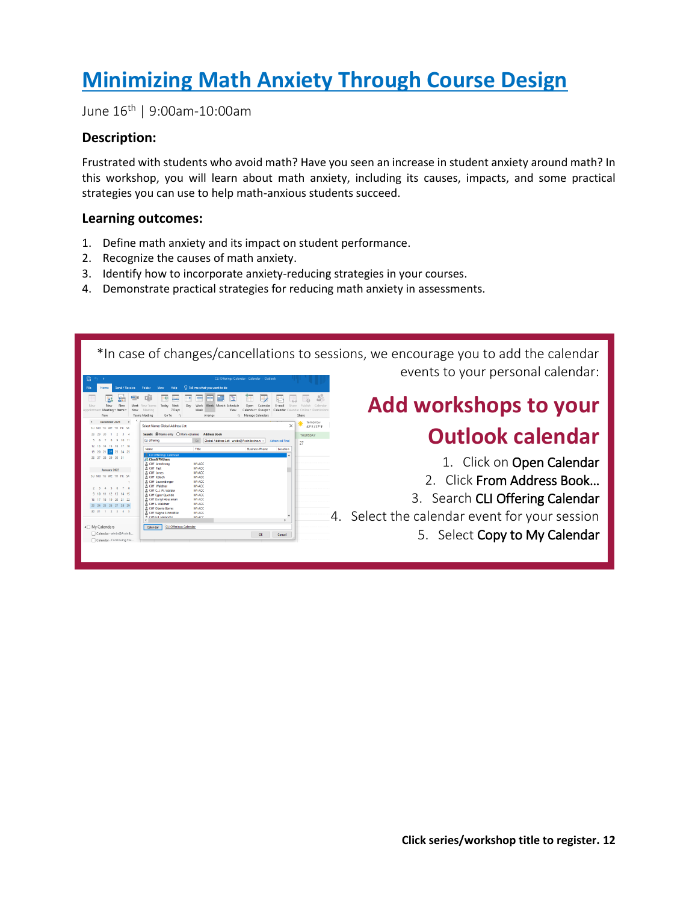# [Minimizing Math Anxiety Through Course Design]

June 16th | 9:00am-10:00am

### Description:

Frustrated with students who avoid math? Have you seen an increase in student anxiety around math? In this workshop, you will learn about math anxiety, including its causes, impacts, and some practical strategies you can use to help math-anxious students succeed.

### Learning outcomes:

1. Define math anxiety and its impact on student performance.
2. Recognize the causes of math anxiety.
3. Identify how to incorporate anxiety-reducing strategies in your courses.
4. Demonstrate practical strategies for reducing math anxiety in assessments.

*In case of changes/cancellations to sessions, we encourage you to add the calendar events to your personal calendar:

## Add workshops to your Outlook calendar

1. Click on Open Calendar
2. Click From Address Book…
3. Search CLI Offering Calendar
4. Select the calendar event for your session
5. Select Copy to My Calendar

**Click series/workshop title to register.**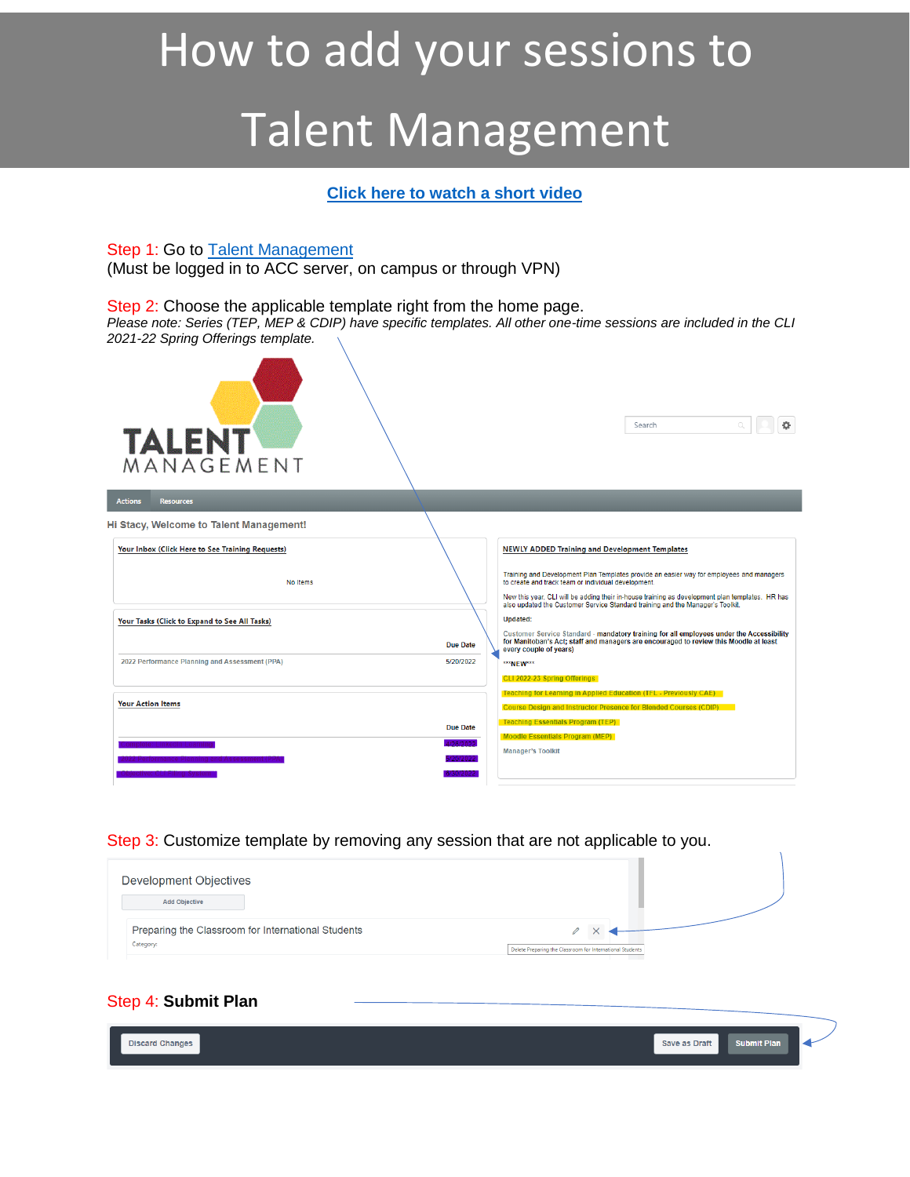# How to add your sessions to Talent Management

**Click here to watch a short video**

Step 1: Go to Talent Management
(Must be logged in to ACC server, on campus or through VPN)

Step 2: Choose the applicable template right from the home page.
*Please note: Series (TEP, MEP & CDIP) have specific templates. All other one-time sessions are included in the CLI 2021-22 Spring Offerings template.*

TALENT MANAGEMENT

Search

Actions Resources

Hi Stacy, Welcome to Talent Management!

Your Inbox (Click Here to See Training Requests)

No items

Your Tasks (Click to Expand to See All Tasks)

| | Due Date |
|---|---|
| 2022 Performance Planning and Assessment (PPA) | 5/20/2022 |

Your Action Items

Due Date

NEWLY ADDED Training and Development Templates

Training and Development Plan Templates provide an easier way for employees and managers to create and track team or individual development

New this year, CLI will be adding their in-house training as development plan templates. HR has also updated the Customer Service Standard training and the Manager's Toolkit.

Updated:

Customer Service Standard - mandatory training for all employees under the Accessibility for Manitoban's Act; staff and managers are encouraged to review this Moodle at least every couple of years)

\*\*NEW\*\*

CLI 2022-23 Spring Offerings

Teaching for Learning in Applied Education (TFL - Previously CAE)

Course Design and Instructor Presence for Blended Courses (CDIP)

Teaching Essentials Program (TEP)

Moodle Essentials Program (MEP)

Manager's Toolkit

Step 3: Customize template by removing any session that are not applicable to you.

Development Objectives

Add Objective

Preparing the Classroom for International Students

Category:

Delete Preparing the Classroom for International Students

Step 4: **Submit Plan**

Discard Changes | Save as Draft | Submit Plan